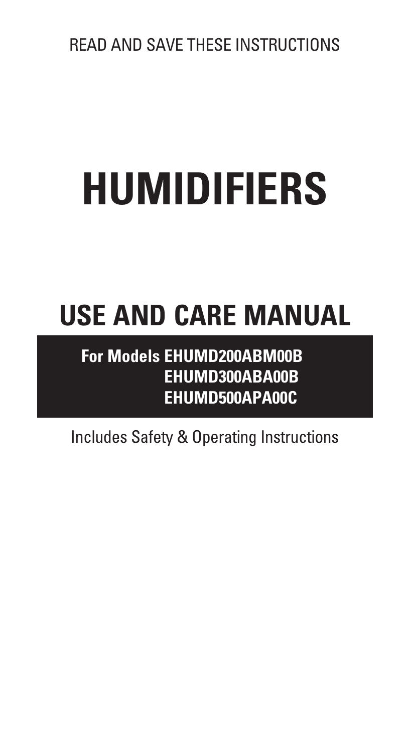READ AND SAVE THESE INSTRUCTIONS

# HUMIDIFIERS

## USE AND CARE MANUAL

**For Models EHUMD200ABM00B**
**EHUMD300ABA00B**
**EHUMD500APA00C**

Includes Safety & Operating Instructions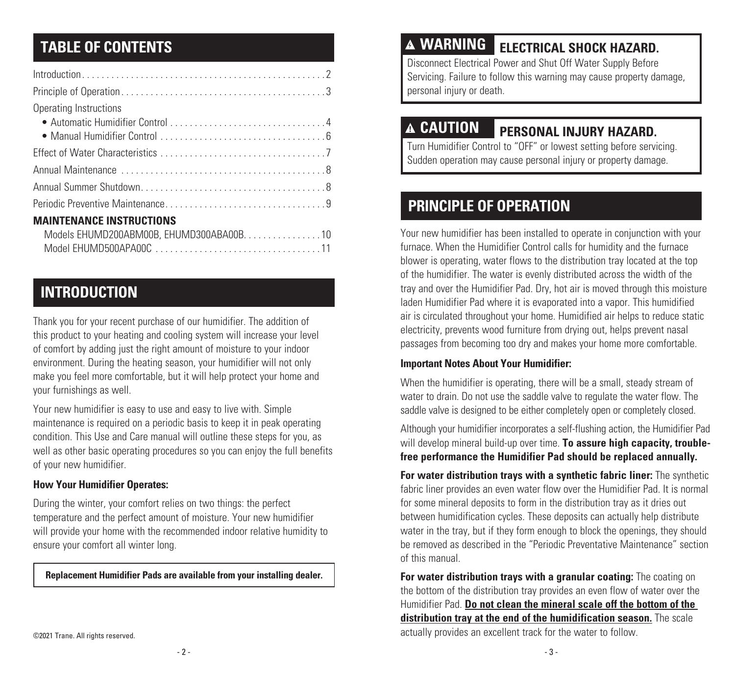## TABLE OF CONTENTS

Introduction . . . . . . . . . . . . . . . . . . . . . . . . . . . . . . . . . . . . . . . . . . . . . . . . . 2

Principle of Operation . . . . . . . . . . . . . . . . . . . . . . . . . . . . . . . . . . . . . . . . . 3

Operating Instructions

- Automatic Humidifier Control . . . . . . . . . . . . . . . . . . . . . . . . . . . . . . . 4
- Manual Humidifier Control . . . . . . . . . . . . . . . . . . . . . . . . . . . . . . . . . 6

Effect of Water Characteristics . . . . . . . . . . . . . . . . . . . . . . . . . . . . . . . . . 7

Annual Maintenance . . . . . . . . . . . . . . . . . . . . . . . . . . . . . . . . . . . . . . . . . 8

Annual Summer Shutdown . . . . . . . . . . . . . . . . . . . . . . . . . . . . . . . . . . . . . 8

Periodic Preventive Maintenance . . . . . . . . . . . . . . . . . . . . . . . . . . . . . . . . 9

**MAINTENANCE INSTRUCTIONS**

Models EHUMD200ABM00B, EHUMD300ABA00B . . . . . . . . . . . . . . . 10

Model EHUMD500APA00C . . . . . . . . . . . . . . . . . . . . . . . . . . . . . . . . . 11

## INTRODUCTION

Thank you for your recent purchase of our humidifier. The addition of this product to your heating and cooling system will increase your level of comfort by adding just the right amount of moisture to your indoor environment. During the heating season, your humidifier will not only make you feel more comfortable, but it will help protect your home and your furnishings as well.

Your new humidifier is easy to use and easy to live with. Simple maintenance is required on a periodic basis to keep it in peak operating condition. This Use and Care manual will outline these steps for you, as well as other basic operating procedures so you can enjoy the full benefits of your new humidifier.

**How Your Humidifier Operates:**

During the winter, your comfort relies on two things: the perfect temperature and the perfect amount of moisture. Your new humidifier will provide your home with the recommended indoor relative humidity to ensure your comfort all winter long.

**Replacement Humidifier Pads are available from your installing dealer.**

©2021 Trane. All rights reserved.

**⚠ WARNING** **ELECTRICAL SHOCK HAZARD.**

Disconnect Electrical Power and Shut Off Water Supply Before Servicing. Failure to follow this warning may cause property damage, personal injury or death.

**⚠ CAUTION** **PERSONAL INJURY HAZARD.**

Turn Humidifier Control to "OFF" or lowest setting before servicing. Sudden operation may cause personal injury or property damage.

## PRINCIPLE OF OPERATION

Your new humidifier has been installed to operate in conjunction with your furnace. When the Humidifier Control calls for humidity and the furnace blower is operating, water flows to the distribution tray located at the top of the humidifier. The water is evenly distributed across the width of the tray and over the Humidifier Pad. Dry, hot air is moved through this moisture laden Humidifier Pad where it is evaporated into a vapor. This humidified air is circulated throughout your home. Humidified air helps to reduce static electricity, prevents wood furniture from drying out, helps prevent nasal passages from becoming too dry and makes your home more comfortable.

**Important Notes About Your Humidifier:**

When the humidifier is operating, there will be a small, steady stream of water to drain. Do not use the saddle valve to regulate the water flow. The saddle valve is designed to be either completely open or completely closed.

Although your humidifier incorporates a self-flushing action, the Humidifier Pad will develop mineral build-up over time. **To assure high capacity, trouble-free performance the Humidifier Pad should be replaced annually.**

**For water distribution trays with a synthetic fabric liner:** The synthetic fabric liner provides an even water flow over the Humidifier Pad. It is normal for some mineral deposits to form in the distribution tray as it dries out between humidification cycles. These deposits can actually help distribute water in the tray, but if they form enough to block the openings, they should be removed as described in the "Periodic Preventative Maintenance" section of this manual.

**For water distribution trays with a granular coating:** The coating on the bottom of the distribution tray provides an even flow of water over the Humidifier Pad. **Do not clean the mineral scale off the bottom of the distribution tray at the end of the humidification season.** The scale actually provides an excellent track for the water to follow.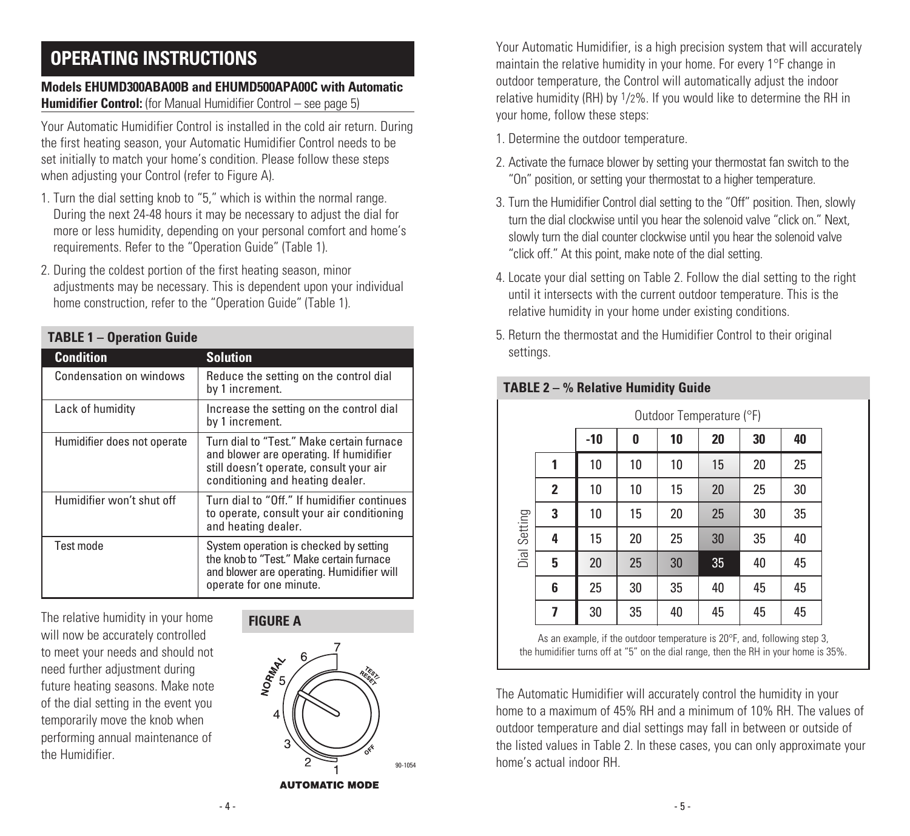# OPERATING INSTRUCTIONS

**Models EHUMD300ABA00B and EHUMD500APA00C with Automatic Humidifier Control:** (for Manual Humidifier Control – see page 5)

Your Automatic Humidifier Control is installed in the cold air return. During the first heating season, your Automatic Humidifier Control needs to be set initially to match your home's condition. Please follow these steps when adjusting your Control (refer to Figure A).

1. Turn the dial setting knob to "5," which is within the normal range. During the next 24-48 hours it may be necessary to adjust the dial for more or less humidity, depending on your personal comfort and home's requirements. Refer to the "Operation Guide" (Table 1).
2. During the coldest portion of the first heating season, minor adjustments may be necessary. This is dependent upon your individual home construction, refer to the "Operation Guide" (Table 1).

**TABLE 1 – Operation Guide**

| Condition | Solution |
|---|---|
| Condensation on windows | Reduce the setting on the control dial by 1 increment. |
| Lack of humidity | Increase the setting on the control dial by 1 increment. |
| Humidifier does not operate | Turn dial to "Test." Make certain furnace and blower are operating. If humidifier still doesn't operate, consult your air conditioning and heating dealer. |
| Humidifier won't shut off | Turn dial to "Off." If humidifier continues to operate, consult your air conditioning and heating dealer. |
| Test mode | System operation is checked by setting the knob to "Test." Make certain furnace and blower are operating. Humidifier will operate for one minute. |

The relative humidity in your home will now be accurately controlled to meet your needs and should not need further adjustment during future heating seasons. Make note of the dial setting in the event you temporarily move the knob when performing annual maintenance of the Humidifier.

**FIGURE A**

AUTOMATIC MODE

Your Automatic Humidifier, is a high precision system that will accurately maintain the relative humidity in your home. For every 1°F change in outdoor temperature, the Control will automatically adjust the indoor relative humidity (RH) by 1/2%. If you would like to determine the RH in your home, follow these steps:

1. Determine the outdoor temperature.
2. Activate the furnace blower by setting your thermostat fan switch to the "On" position, or setting your thermostat to a higher temperature.
3. Turn the Humidifier Control dial setting to the "Off" position. Then, slowly turn the dial clockwise until you hear the solenoid valve "click on." Next, slowly turn the dial counter clockwise until you hear the solenoid valve "click off." At this point, make note of the dial setting.
4. Locate your dial setting on Table 2. Follow the dial setting to the right until it intersects with the current outdoor temperature. This is the relative humidity in your home under existing conditions.
5. Return the thermostat and the Humidifier Control to their original settings.

**TABLE 2 – % Relative Humidity Guide**

| Dial Setting | Outdoor Temperature (°F) -10 | 0 | 10 | 20 | 30 | 40 |
|---|---|---|---|---|---|---|
| 1 | 10 | 10 | 10 | 15 | 20 | 25 |
| 2 | 10 | 10 | 15 | 20 | 25 | 30 |
| 3 | 10 | 15 | 20 | 25 | 30 | 35 |
| 4 | 15 | 20 | 25 | 30 | 35 | 40 |
| 5 | 20 | 25 | 30 | 35 | 40 | 45 |
| 6 | 25 | 30 | 35 | 40 | 45 | 45 |
| 7 | 30 | 35 | 40 | 45 | 45 | 45 |

As an example, if the outdoor temperature is 20°F, and, following step 3, the humidifier turns off at "5" on the dial range, then the RH in your home is 35%.

The Automatic Humidifier will accurately control the humidity in your home to a maximum of 45% RH and a minimum of 10% RH. The values of outdoor temperature and dial settings may fall in between or outside of the listed values in Table 2. In these cases, you can only approximate your home's actual indoor RH.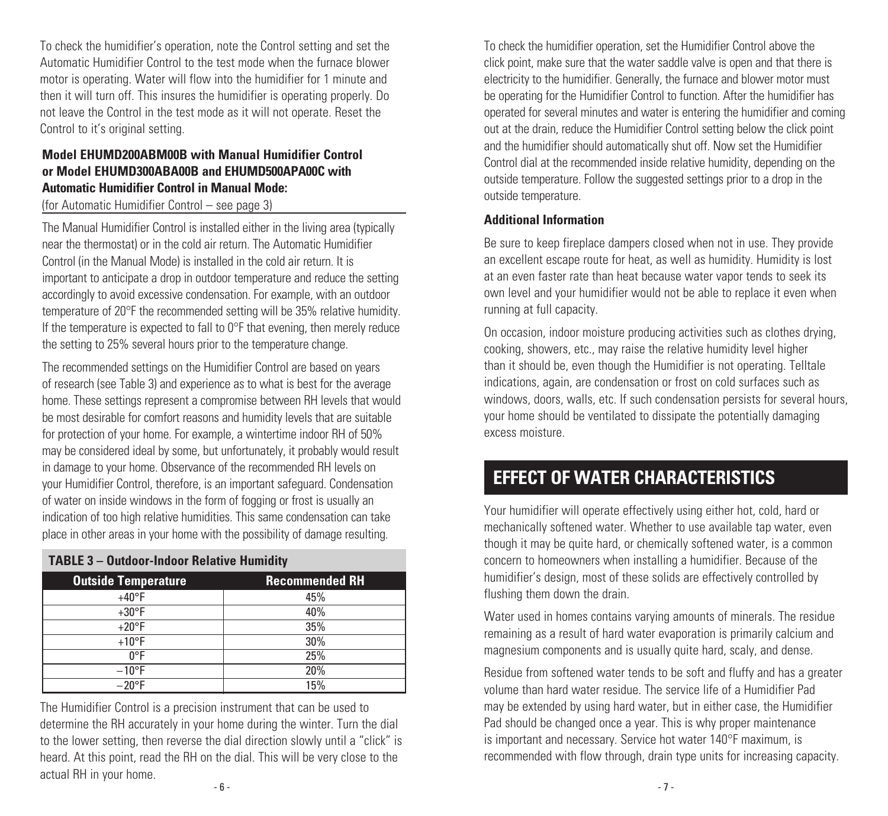To check the humidifier's operation, note the Control setting and set the Automatic Humidifier Control to the test mode when the furnace blower motor is operating. Water will flow into the humidifier for 1 minute and then it will turn off. This insures the humidifier is operating properly. Do not leave the Control in the test mode as it will not operate. Reset the Control to it's original setting.

**Model EHUMD200ABM00B with Manual Humidifier Control or Model EHUMD300ABA00B and EHUMD500APA00C with Automatic Humidifier Control in Manual Mode:**

(for Automatic Humidifier Control – see page 3)

The Manual Humidifier Control is installed either in the living area (typically near the thermostat) or in the cold air return. The Automatic Humidifier Control (in the Manual Mode) is installed in the cold air return. It is important to anticipate a drop in outdoor temperature and reduce the setting accordingly to avoid excessive condensation. For example, with an outdoor temperature of 20°F the recommended setting will be 35% relative humidity. If the temperature is expected to fall to 0°F that evening, then merely reduce the setting to 25% several hours prior to the temperature change.

The recommended settings on the Humidifier Control are based on years of research (see Table 3) and experience as to what is best for the average home. These settings represent a compromise between RH levels that would be most desirable for comfort reasons and humidity levels that are suitable for protection of your home. For example, a wintertime indoor RH of 50% may be considered ideal by some, but unfortunately, it probably would result in damage to your home. Observance of the recommended RH levels on your Humidifier Control, therefore, is an important safeguard. Condensation of water on inside windows in the form of fogging or frost is usually an indication of too high relative humidities. This same condensation can take place in other areas in your home with the possibility of damage resulting.

**TABLE 3 – Outdoor-Indoor Relative Humidity**

| Outside Temperature | Recommended RH |
|---|---|
| +40°F | 45% |
| +30°F | 40% |
| +20°F | 35% |
| +10°F | 30% |
| 0°F | 25% |
| −10°F | 20% |
| −20°F | 15% |

The Humidifier Control is a precision instrument that can be used to determine the RH accurately in your home during the winter. Turn the dial to the lower setting, then reverse the dial direction slowly until a "click" is heard. At this point, read the RH on the dial. This will be very close to the actual RH in your home.

To check the humidifier operation, set the Humidifier Control above the click point, make sure that the water saddle valve is open and that there is electricity to the humidifier. Generally, the furnace and blower motor must be operating for the Humidifier Control to function. After the humidifier has operated for several minutes and water is entering the humidifier and coming out at the drain, reduce the Humidifier Control setting below the click point and the humidifier should automatically shut off. Now set the Humidifier Control dial at the recommended inside relative humidity, depending on the outside temperature. Follow the suggested settings prior to a drop in the outside temperature.

**Additional Information**

Be sure to keep fireplace dampers closed when not in use. They provide an excellent escape route for heat, as well as humidity. Humidity is lost at an even faster rate than heat because water vapor tends to seek its own level and your humidifier would not be able to replace it even when running at full capacity.

On occasion, indoor moisture producing activities such as clothes drying, cooking, showers, etc., may raise the relative humidity level higher than it should be, even though the Humidifier is not operating. Telltale indications, again, are condensation or frost on cold surfaces such as windows, doors, walls, etc. If such condensation persists for several hours, your home should be ventilated to dissipate the potentially damaging excess moisture.

## EFFECT OF WATER CHARACTERISTICS

Your humidifier will operate effectively using either hot, cold, hard or mechanically softened water. Whether to use available tap water, even though it may be quite hard, or chemically softened water, is a common concern to homeowners when installing a humidifier. Because of the humidifier's design, most of these solids are effectively controlled by flushing them down the drain.

Water used in homes contains varying amounts of minerals. The residue remaining as a result of hard water evaporation is primarily calcium and magnesium components and is usually quite hard, scaly, and dense.

Residue from softened water tends to be soft and fluffy and has a greater volume than hard water residue. The service life of a Humidifier Pad may be extended by using hard water, but in either case, the Humidifier Pad should be changed once a year. This is why proper maintenance is important and necessary. Service hot water 140°F maximum, is recommended with flow through, drain type units for increasing capacity.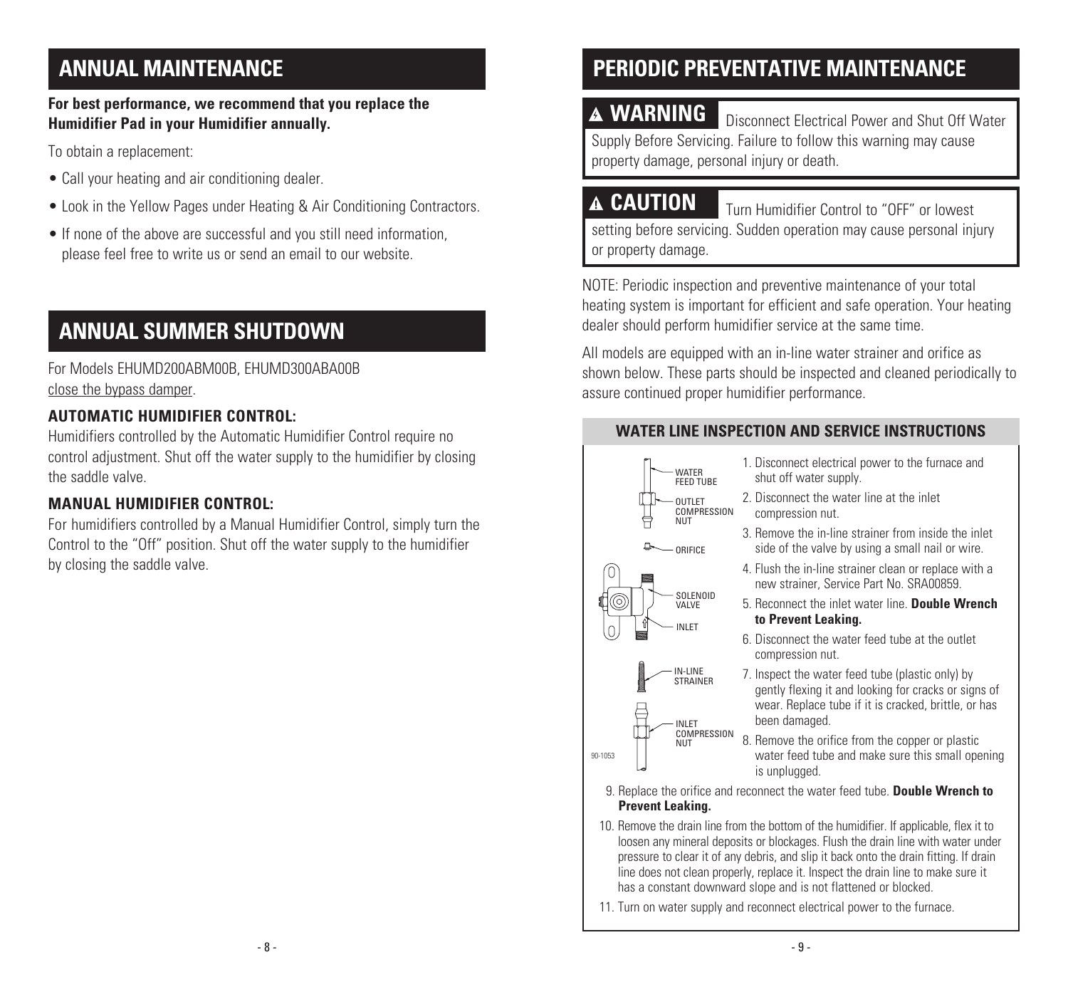## ANNUAL MAINTENANCE

**For best performance, we recommend that you replace the Humidifier Pad in your Humidifier annually.**

To obtain a replacement:

- Call your heating and air conditioning dealer.
- Look in the Yellow Pages under Heating & Air Conditioning Contractors.
- If none of the above are successful and you still need information, please feel free to write us or send an email to our website.

## ANNUAL SUMMER SHUTDOWN

For Models EHUMD200ABM00B, EHUMD300ABA00B close the bypass damper.

### AUTOMATIC HUMIDIFIER CONTROL:

Humidifiers controlled by the Automatic Humidifier Control require no control adjustment. Shut off the water supply to the humidifier by closing the saddle valve.

### MANUAL HUMIDIFIER CONTROL:

For humidifiers controlled by a Manual Humidifier Control, simply turn the Control to the "Off" position. Shut off the water supply to the humidifier by closing the saddle valve.

## PERIODIC PREVENTATIVE MAINTENANCE

**⚠ WARNING** Disconnect Electrical Power and Shut Off Water Supply Before Servicing. Failure to follow this warning may cause property damage, personal injury or death.

**⚠ CAUTION** Turn Humidifier Control to "OFF" or lowest setting before servicing. Sudden operation may cause personal injury or property damage.

NOTE: Periodic inspection and preventive maintenance of your total heating system is important for efficient and safe operation. Your heating dealer should perform humidifier service at the same time.

All models are equipped with an in-line water strainer and orifice as shown below. These parts should be inspected and cleaned periodically to assure continued proper humidifier performance.

### WATER LINE INSPECTION AND SERVICE INSTRUCTIONS

WATER FEED TUBE
OUTLET COMPRESSION NUT
ORIFICE
SOLENOID VALVE
INLET
IN-LINE STRAINER
INLET COMPRESSION NUT
90-1053

1. Disconnect electrical power to the furnace and shut off water supply.
2. Disconnect the water line at the inlet compression nut.
3. Remove the in-line strainer from inside the inlet side of the valve by using a small nail or wire.
4. Flush the in-line strainer clean or replace with a new strainer, Service Part No. SRA00859.
5. Reconnect the inlet water line. **Double Wrench to Prevent Leaking.**
6. Disconnect the water feed tube at the outlet compression nut.
7. Inspect the water feed tube (plastic only) by gently flexing it and looking for cracks or signs of wear. Replace tube if it is cracked, brittle, or has been damaged.
8. Remove the orifice from the copper or plastic water feed tube and make sure this small opening is unplugged.
9. Replace the orifice and reconnect the water feed tube. **Double Wrench to Prevent Leaking.**
10. Remove the drain line from the bottom of the humidifier. If applicable, flex it to loosen any mineral deposits or blockages. Flush the drain line with water under pressure to clear it of any debris, and slip it back onto the drain fitting. If drain line does not clean properly, replace it. Inspect the drain line to make sure it has a constant downward slope and is not flattened or blocked.
11. Turn on water supply and reconnect electrical power to the furnace.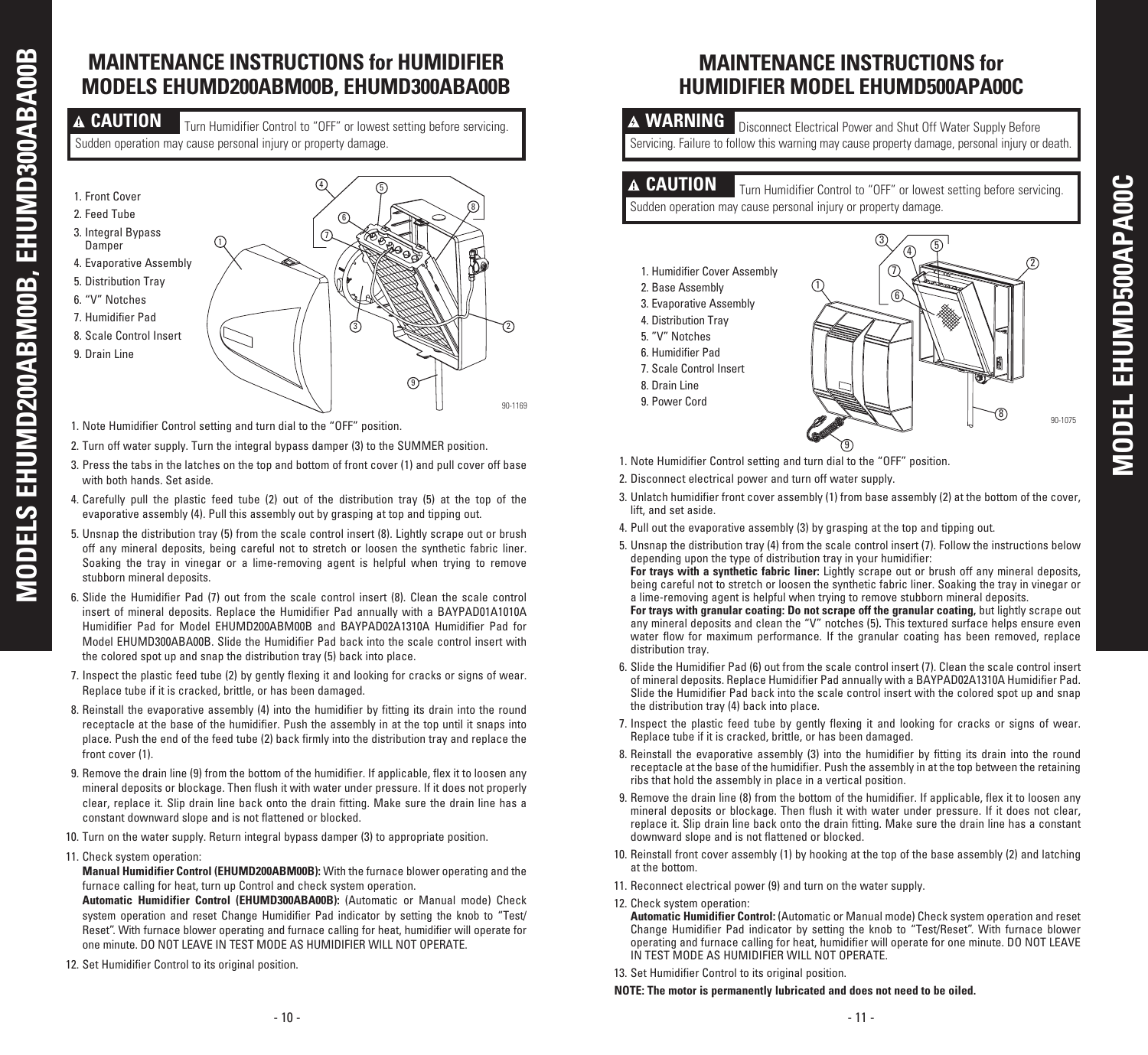# MAINTENANCE INSTRUCTIONS for HUMIDIFIER MODELS EHUMD200ABM00B, EHUMD300ABA00B

**⚠ CAUTION** Turn Humidifier Control to "OFF" or lowest setting before servicing. Sudden operation may cause personal injury or property damage.

1. Front Cover
2. Feed Tube
3. Integral Bypass Damper
4. Evaporative Assembly
5. Distribution Tray
6. "V" Notches
7. Humidifier Pad
8. Scale Control Insert
9. Drain Line

90-1169

1. Note Humidifier Control setting and turn dial to the "OFF" position.
2. Turn off water supply. Turn the integral bypass damper (3) to the SUMMER position.
3. Press the tabs in the latches on the top and bottom of front cover (1) and pull cover off base with both hands. Set aside.
4. Carefully pull the plastic feed tube (2) out of the distribution tray (5) at the top of the evaporative assembly (4). Pull this assembly out by grasping at top and tipping out.
5. Unsnap the distribution tray (5) from the scale control insert (8). Lightly scrape out or brush off any mineral deposits, being careful not to stretch or loosen the synthetic fabric liner. Soaking the tray in vinegar or a lime-removing agent is helpful when trying to remove stubborn mineral deposits.
6. Slide the Humidifier Pad (7) out from the scale control insert (8). Clean the scale control insert of mineral deposits. Replace the Humidifier Pad annually with a BAYPAD01A1010A Humidifier Pad for Model EHUMD200ABM00B and BAYPAD02A1310A Humidifier Pad for Model EHUMD300ABA00B. Slide the Humidifier Pad back into the scale control insert with the colored spot up and snap the distribution tray (5) back into place.
7. Inspect the plastic feed tube (2) by gently flexing it and looking for cracks or signs of wear. Replace tube if it is cracked, brittle, or has been damaged.
8. Reinstall the evaporative assembly (4) into the humidifier by fitting its drain into the round receptacle at the base of the humidifier. Push the assembly in at the top until it snaps into place. Push the end of the feed tube (2) back firmly into the distribution tray and replace the front cover (1).
9. Remove the drain line (9) from the bottom of the humidifier. If applicable, flex it to loosen any mineral deposits or blockage. Then flush it with water under pressure. If it does not properly clear, replace it. Slip drain line back onto the drain fitting. Make sure the drain line has a constant downward slope and is not flattened or blocked.
10. Turn on the water supply. Return integral bypass damper (3) to appropriate position.
11. Check system operation:
    **Manual Humidifier Control (EHUMD200ABM00B):** With the furnace blower operating and the furnace calling for heat, turn up Control and check system operation.
    **Automatic Humidifier Control (EHUMD300ABA00B):** (Automatic or Manual mode) Check system operation and reset Change Humidifier Pad indicator by setting the knob to "Test/Reset". With furnace blower operating and furnace calling for heat, humidifier will operate for one minute. DO NOT LEAVE IN TEST MODE AS HUMIDIFIER WILL NOT OPERATE.
12. Set Humidifier Control to its original position.

# MAINTENANCE INSTRUCTIONS for HUMIDIFIER MODEL EHUMD500APA00C

**⚠ WARNING** Disconnect Electrical Power and Shut Off Water Supply Before Servicing. Failure to follow this warning may cause property damage, personal injury or death.

**⚠ CAUTION** Turn Humidifier Control to "OFF" or lowest setting before servicing. Sudden operation may cause personal injury or property damage.

1. Humidifier Cover Assembly
2. Base Assembly
3. Evaporative Assembly
4. Distribution Tray
5. "V" Notches
6. Humidifier Pad
7. Scale Control Insert
8. Drain Line
9. Power Cord

90-1075

1. Note Humidifier Control setting and turn dial to the "OFF" position.
2. Disconnect electrical power and turn off water supply.
3. Unlatch humidifier front cover assembly (1) from base assembly (2) at the bottom of the cover, lift, and set aside.
4. Pull out the evaporative assembly (3) by grasping at the top and tipping out.
5. Unsnap the distribution tray (4) from the scale control insert (7). Follow the instructions below depending upon the type of distribution tray in your humidifier:
   **For trays with a synthetic fabric liner:** Lightly scrape out or brush off any mineral deposits, being careful not to stretch or loosen the synthetic fabric liner. Soaking the tray in vinegar or a lime-removing agent is helpful when trying to remove stubborn mineral deposits.
   **For trays with granular coating: Do not scrape off the granular coating,** but lightly scrape out any mineral deposits and clean the "V" notches (5)**.** This textured surface helps ensure even water flow for maximum performance. If the granular coating has been removed, replace distribution tray.
6. Slide the Humidifier Pad (6) out from the scale control insert (7). Clean the scale control insert of mineral deposits. Replace Humidifier Pad annually with a BAYPAD02A1310A Humidifier Pad. Slide the Humidifier Pad back into the scale control insert with the colored spot up and snap the distribution tray (4) back into place.
7. Inspect the plastic feed tube by gently flexing it and looking for cracks or signs of wear. Replace tube if it is cracked, brittle, or has been damaged.
8. Reinstall the evaporative assembly (3) into the humidifier by fitting its drain into the round receptacle at the base of the humidifier. Push the assembly in at the top between the retaining ribs that hold the assembly in place in a vertical position.
9. Remove the drain line (8) from the bottom of the humidifier. If applicable, flex it to loosen any mineral deposits or blockage. Then flush it with water under pressure. If it does not clear, replace it. Slip drain line back onto the drain fitting. Make sure the drain line has a constant downward slope and is not flattened or blocked.
10. Reinstall front cover assembly (1) by hooking at the top of the base assembly (2) and latching at the bottom.
11. Reconnect electrical power (9) and turn on the water supply.
12. Check system operation:
    **Automatic Humidifier Control:** (Automatic or Manual mode) Check system operation and reset Change Humidifier Pad indicator by setting the knob to "Test/Reset". With furnace blower operating and furnace calling for heat, humidifier will operate for one minute. DO NOT LEAVE IN TEST MODE AS HUMIDIFIER WILL NOT OPERATE.
13. Set Humidifier Control to its original position.

**NOTE: The motor is permanently lubricated and does not need to be oiled.**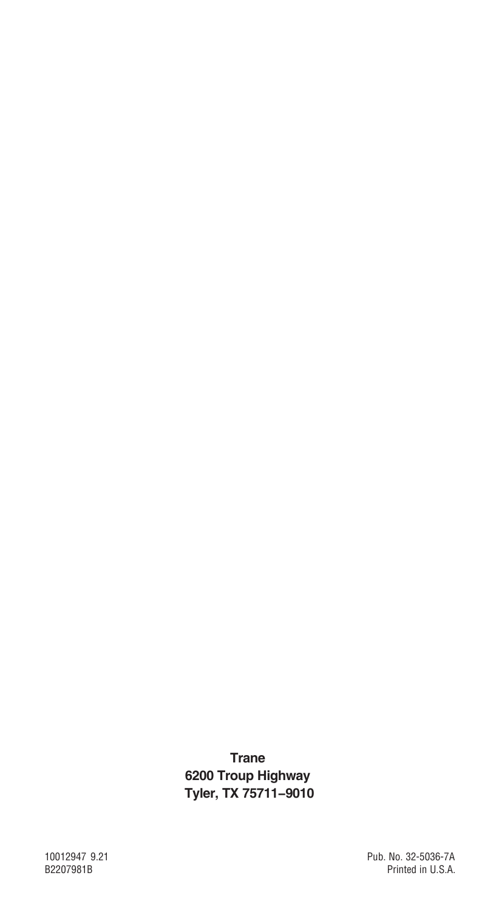**Trane**
**6200 Troup Highway**
**Tyler, TX 75711–9010**

10012947 9.21
B2207981B

Pub. No. 32-5036-7A
Printed in U.S.A.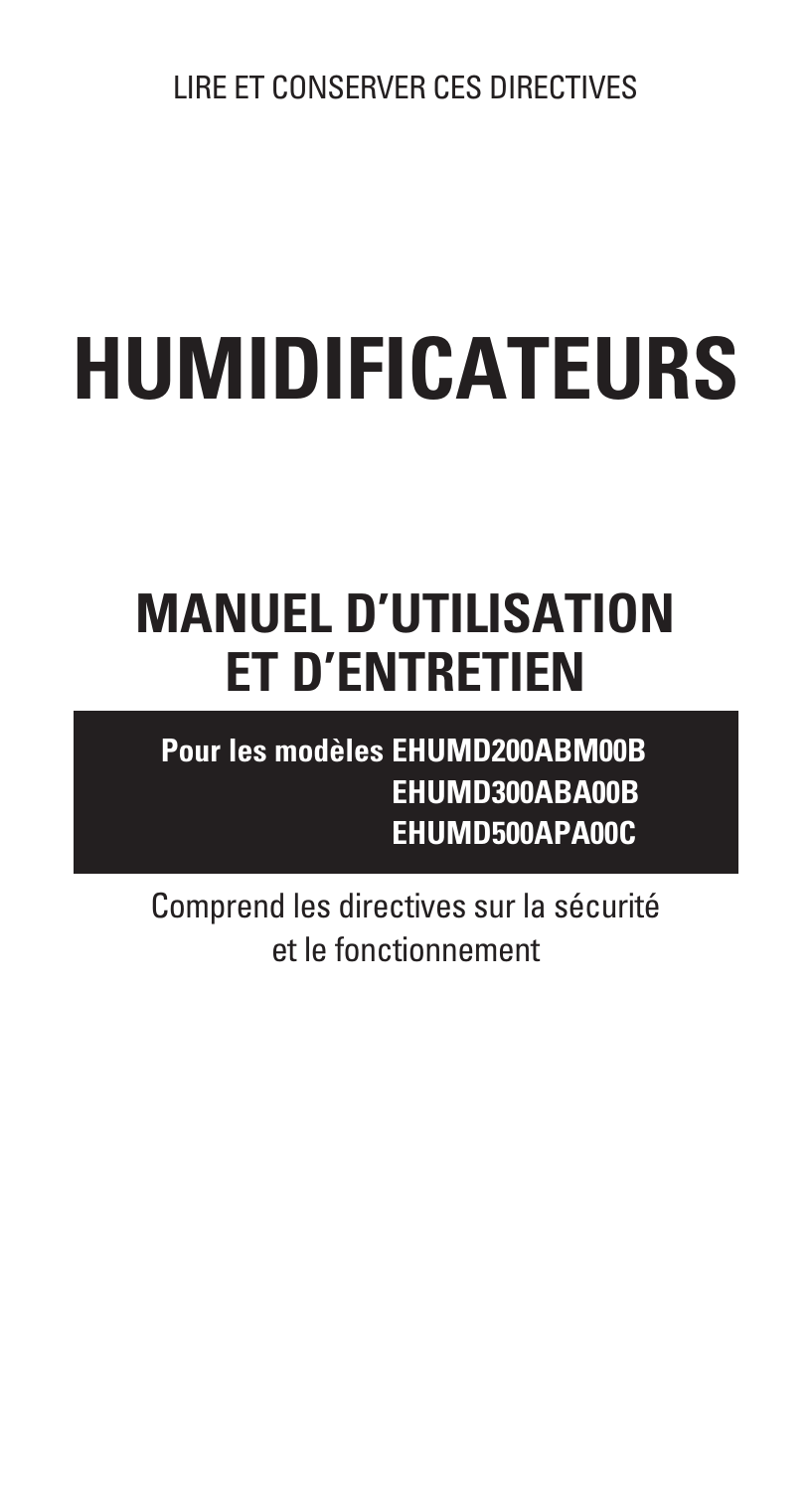LIRE ET CONSERVER CES DIRECTIVES

# HUMIDIFICATEURS

## MANUEL D'UTILISATION ET D'ENTRETIEN

**Pour les modèles EHUMD200ABM00B**
**EHUMD300ABA00B**
**EHUMD500APA00C**

Comprend les directives sur la sécurité et le fonctionnement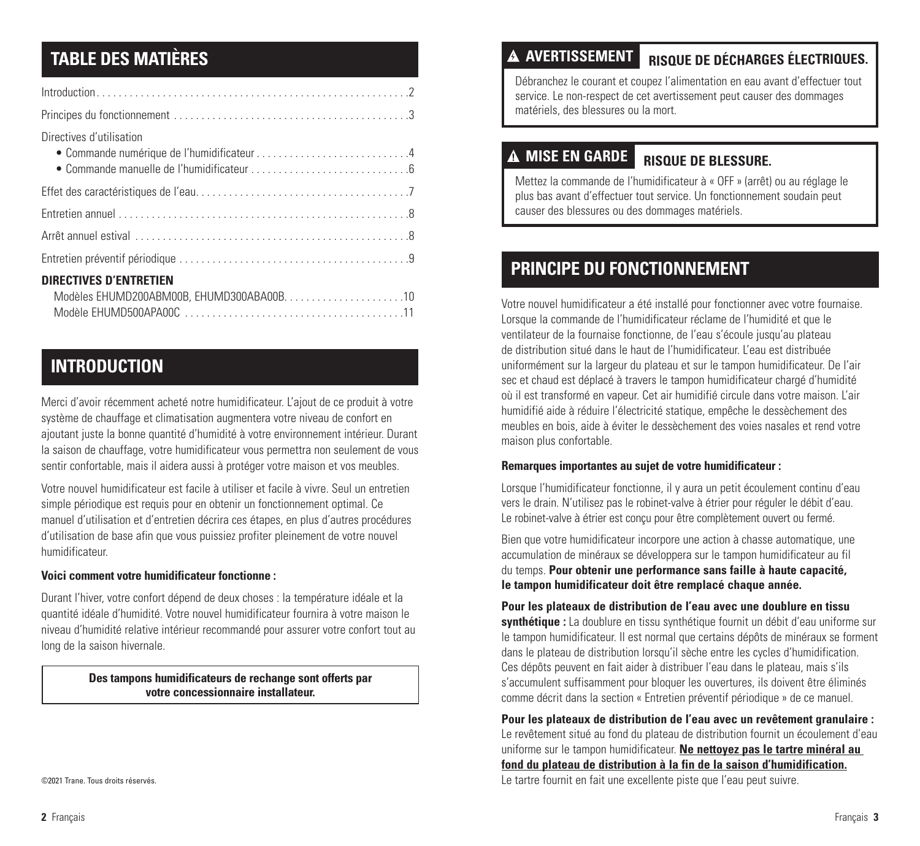## TABLE DES MATIÈRES

| | |
|---|---|
| Introduction | 2 |
| Principes du fonctionnement | 3 |
| Directives d'utilisation | |
| • Commande numérique de l'humidificateur | 4 |
| • Commande manuelle de l'humidificateur | 6 |
| Effet des caractéristiques de l'eau | 7 |
| Entretien annuel | 8 |
| Arrêt annuel estival | 8 |
| Entretien préventif périodique | 9 |
| **DIRECTIVES D'ENTRETIEN** | |
| Modèles EHUMD200ABM00B, EHUMD300ABA00B | 10 |
| Modèle EHUMD500APA00C | 11 |

## INTRODUCTION

Merci d'avoir récemment acheté notre humidificateur. L'ajout de ce produit à votre système de chauffage et climatisation augmentera votre niveau de confort en ajoutant juste la bonne quantité d'humidité à votre environnement intérieur. Durant la saison de chauffage, votre humidificateur vous permettra non seulement de vous sentir confortable, mais il aidera aussi à protéger votre maison et vos meubles.

Votre nouvel humidificateur est facile à utiliser et facile à vivre. Seul un entretien simple périodique est requis pour en obtenir un fonctionnement optimal. Ce manuel d'utilisation et d'entretien décrira ces étapes, en plus d'autres procédures d'utilisation de base afin que vous puissiez profiter pleinement de votre nouvel humidificateur.

**Voici comment votre humidificateur fonctionne :**

Durant l'hiver, votre confort dépend de deux choses : la température idéale et la quantité idéale d'humidité. Votre nouvel humidificateur fournira à votre maison le niveau d'humidité relative intérieur recommandé pour assurer votre confort tout au long de la saison hivernale.

**Des tampons humidificateurs de rechange sont offerts par votre concessionnaire installateur.**

©2021 Trane. Tous droits réservés.

**⚠ AVERTISSEMENT** **RISQUE DE DÉCHARGES ÉLECTRIQUES.**

Débranchez le courant et coupez l'alimentation en eau avant d'effectuer tout service. Le non-respect de cet avertissement peut causer des dommages matériels, des blessures ou la mort.

**⚠ MISE EN GARDE** **RISQUE DE BLESSURE.**

Mettez la commande de l'humidificateur à « OFF » (arrêt) ou au réglage le plus bas avant d'effectuer tout service. Un fonctionnement soudain peut causer des blessures ou des dommages matériels.

## PRINCIPE DU FONCTIONNEMENT

Votre nouvel humidificateur a été installé pour fonctionner avec votre fournaise. Lorsque la commande de l'humidificateur réclame de l'humidité et que le ventilateur de la fournaise fonctionne, de l'eau s'écoule jusqu'au plateau de distribution situé dans le haut de l'humidificateur. L'eau est distribuée uniformément sur la largeur du plateau et sur le tampon humidificateur. De l'air sec et chaud est déplacé à travers le tampon humidificateur chargé d'humidité où il est transformé en vapeur. Cet air humidifié circule dans votre maison. L'air humidifié aide à réduire l'électricité statique, empêche le dessèchement des meubles en bois, aide à éviter le dessèchement des voies nasales et rend votre maison plus confortable.

**Remarques importantes au sujet de votre humidificateur :**

Lorsque l'humidificateur fonctionne, il y aura un petit écoulement continu d'eau vers le drain. N'utilisez pas le robinet-valve à étrier pour réguler le débit d'eau. Le robinet-valve à étrier est conçu pour être complètement ouvert ou fermé.

Bien que votre humidificateur incorpore une action à chasse automatique, une accumulation de minéraux se développera sur le tampon humidificateur au fil du temps. **Pour obtenir une performance sans faille à haute capacité, le tampon humidificateur doit être remplacé chaque année.**

**Pour les plateaux de distribution de l'eau avec une doublure en tissu synthétique :** La doublure en tissu synthétique fournit un débit d'eau uniforme sur le tampon humidificateur. Il est normal que certains dépôts de minéraux se forment dans le plateau de distribution lorsqu'il sèche entre les cycles d'humidification. Ces dépôts peuvent en fait aider à distribuer l'eau dans le plateau, mais s'ils s'accumulent suffisamment pour bloquer les ouvertures, ils doivent être éliminés comme décrit dans la section « Entretien préventif périodique » de ce manuel.

**Pour les plateaux de distribution de l'eau avec un revêtement granulaire :** Le revêtement situé au fond du plateau de distribution fournit un écoulement d'eau uniforme sur le tampon humidificateur. **Ne nettoyez pas le tartre minéral au fond du plateau de distribution à la fin de la saison d'humidification.** Le tartre fournit en fait une excellente piste que l'eau peut suivre.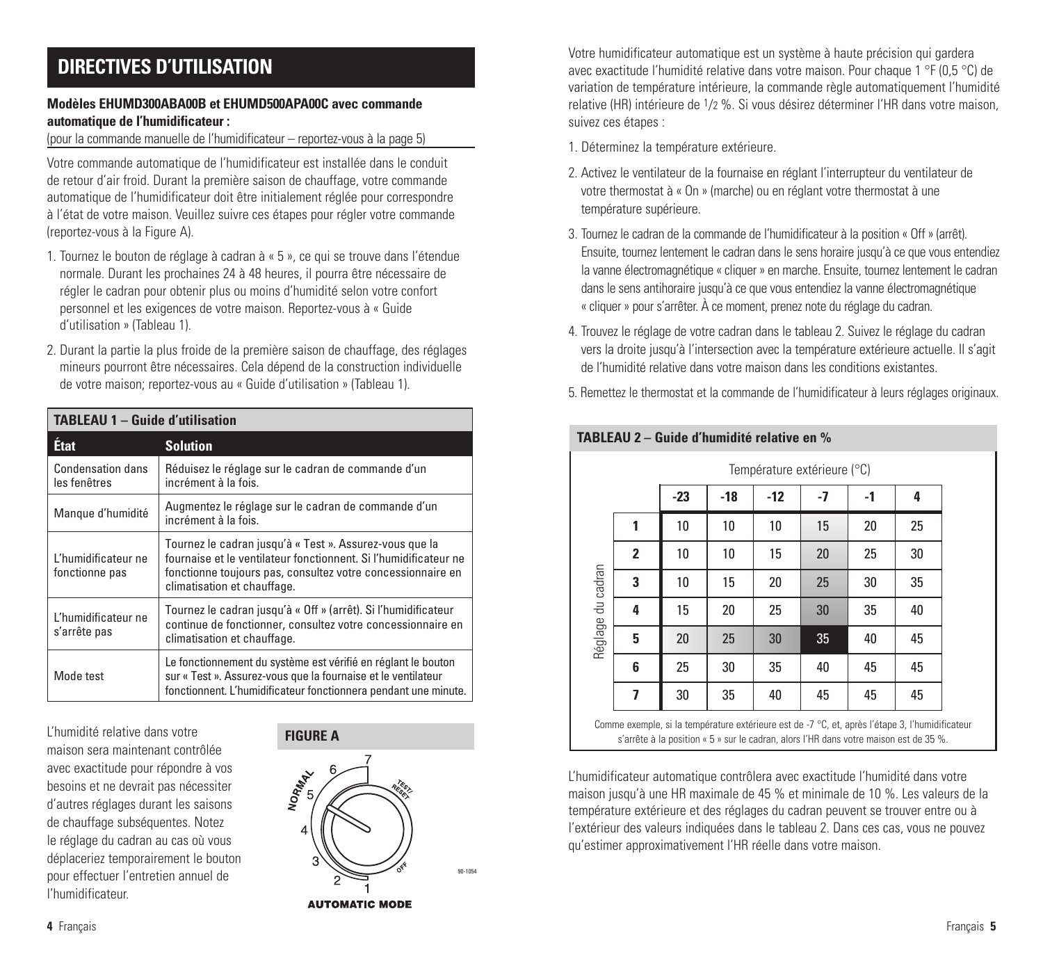## DIRECTIVES D'UTILISATION

**Modèles EHUMD300ABA00B et EHUMD500APA00C avec commande automatique de l'humidificateur :**
(pour la commande manuelle de l'humidificateur – reportez-vous à la page 5)

Votre commande automatique de l'humidificateur est installée dans le conduit de retour d'air froid. Durant la première saison de chauffage, votre commande automatique de l'humidificateur doit être initialement réglée pour correspondre à l'état de votre maison. Veuillez suivre ces étapes pour régler votre commande (reportez-vous à la Figure A).

1. Tournez le bouton de réglage à cadran à « 5 », ce qui se trouve dans l'étendue normale. Durant les prochaines 24 à 48 heures, il pourra être nécessaire de régler le cadran pour obtenir plus ou moins d'humidité selon votre confort personnel et les exigences de votre maison. Reportez-vous à « Guide d'utilisation » (Tableau 1).
2. Durant la partie la plus froide de la première saison de chauffage, des réglages mineurs pourront être nécessaires. Cela dépend de la construction individuelle de votre maison; reportez-vous au « Guide d'utilisation » (Tableau 1).

**TABLEAU 1 – Guide d'utilisation**

| État | Solution |
|---|---|
| Condensation dans les fenêtres | Réduisez le réglage sur le cadran de commande d'un incrément à la fois. |
| Manque d'humidité | Augmentez le réglage sur le cadran de commande d'un incrément à la fois. |
| L'humidificateur ne fonctionne pas | Tournez le cadran jusqu'à « Test ». Assurez-vous que la fournaise et le ventilateur fonctionnent. Si l'humidificateur ne fonctionne toujours pas, consultez votre concessionnaire en climatisation et chauffage. |
| L'humidificateur ne s'arrête pas | Tournez le cadran jusqu'à « Off » (arrêt). Si l'humidificateur continue de fonctionner, consultez votre concessionnaire en climatisation et chauffage. |
| Mode test | Le fonctionnement du système est vérifié en réglant le bouton sur « Test ». Assurez-vous que la fournaise et le ventilateur fonctionnent. L'humidificateur fonctionnera pendant une minute. |

L'humidité relative dans votre maison sera maintenant contrôlée avec exactitude pour répondre à vos besoins et ne devrait pas nécessiter d'autres réglages durant les saisons de chauffage subséquentes. Notez le réglage du cadran au cas où vous déplaceriez temporairement le bouton pour effectuer l'entretien annuel de l'humidificateur.

**FIGURE A**

NORMAL 5, 6, 7 – TEST/RESET – OFF – 1, 2, 3, 4

AUTOMATIC MODE

90-1054

Votre humidificateur automatique est un système à haute précision qui gardera avec exactitude l'humidité relative dans votre maison. Pour chaque 1 °F (0,5 °C) de variation de température intérieure, la commande règle automatiquement l'humidité relative (HR) intérieure de 1/2 %. Si vous désirez déterminer l'HR dans votre maison, suivez ces étapes :

1. Déterminez la température extérieure.
2. Activez le ventilateur de la fournaise en réglant l'interrupteur du ventilateur de votre thermostat à « On » (marche) ou en réglant votre thermostat à une température supérieure.
3. Tournez le cadran de la commande de l'humidificateur à la position « Off » (arrêt). Ensuite, tournez lentement le cadran dans le sens horaire jusqu'à ce que vous entendiez la vanne électromagnétique « cliquer » en marche. Ensuite, tournez lentement le cadran dans le sens antihoraire jusqu'à ce que vous entendiez la vanne électromagnétique « cliquer » pour s'arrêter. À ce moment, prenez note du réglage du cadran.
4. Trouvez le réglage de votre cadran dans le tableau 2. Suivez le réglage du cadran vers la droite jusqu'à l'intersection avec la température extérieure actuelle. Il s'agit de l'humidité relative dans votre maison dans les conditions existantes.
5. Remettez le thermostat et la commande de l'humidificateur à leurs réglages originaux.

**TABLEAU 2 – Guide d'humidité relative en %**

| Réglage du cadran | Température extérieure (°C) | | | | | |
|---|---|---|---|---|---|---|
| | -23 | -18 | -12 | -7 | -1 | 4 |
| 1 | 10 | 10 | 10 | 15 | 20 | 25 |
| 2 | 10 | 10 | 15 | 20 | 25 | 30 |
| 3 | 10 | 15 | 20 | 25 | 30 | 35 |
| 4 | 15 | 20 | 25 | 30 | 35 | 40 |
| 5 | 20 | 25 | 30 | 35 | 40 | 45 |
| 6 | 25 | 30 | 35 | 40 | 45 | 45 |
| 7 | 30 | 35 | 40 | 45 | 45 | 45 |

Comme exemple, si la température extérieure est de -7 °C, et, après l'étape 3, l'humidificateur s'arrête à la position « 5 » sur le cadran, alors l'HR dans votre maison est de 35 %.

L'humidificateur automatique contrôlera avec exactitude l'humidité dans votre maison jusqu'à une HR maximale de 45 % et minimale de 10 %. Les valeurs de la température extérieure et des réglages du cadran peuvent se trouver entre ou à l'extérieur des valeurs indiquées dans le tableau 2. Dans ces cas, vous ne pouvez qu'estimer approximativement l'HR réelle dans votre maison.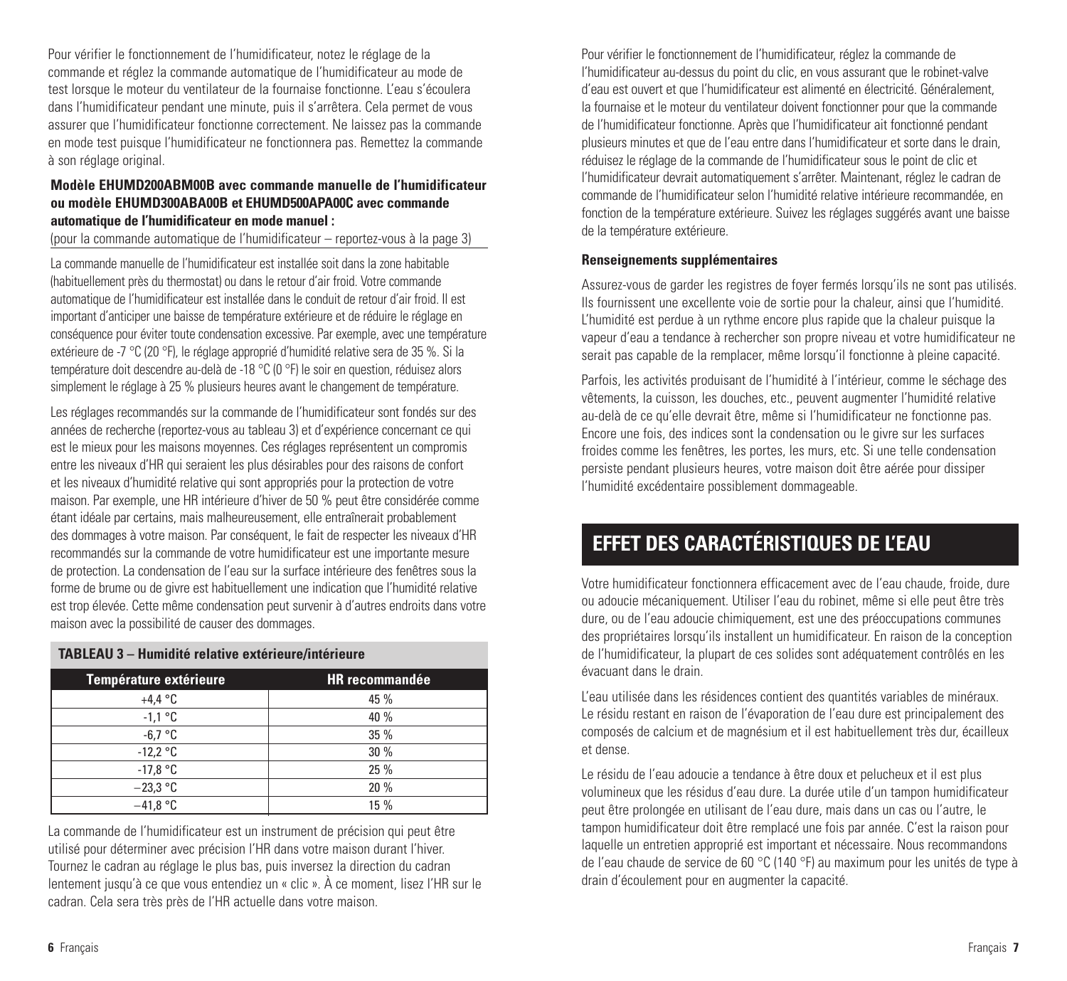Pour vérifier le fonctionnement de l'humidificateur, notez le réglage de la commande et réglez la commande automatique de l'humidificateur au mode de test lorsque le moteur du ventilateur de la fournaise fonctionne. L'eau s'écoulera dans l'humidificateur pendant une minute, puis il s'arrêtera. Cela permet de vous assurer que l'humidificateur fonctionne correctement. Ne laissez pas la commande en mode test puisque l'humidificateur ne fonctionnera pas. Remettez la commande à son réglage original.

**Modèle EHUMD200ABM00B avec commande manuelle de l'humidificateur ou modèle EHUMD300ABA00B et EHUMD500APA00C avec commande automatique de l'humidificateur en mode manuel :**

(pour la commande automatique de l'humidificateur – reportez-vous à la page 3)

La commande manuelle de l'humidificateur est installée soit dans la zone habitable (habituellement près du thermostat) ou dans le retour d'air froid. Votre commande automatique de l'humidificateur est installée dans le conduit de retour d'air froid. Il est important d'anticiper une baisse de température extérieure et de réduire le réglage en conséquence pour éviter toute condensation excessive. Par exemple, avec une température extérieure de -7 °C (20 °F), le réglage approprié d'humidité relative sera de 35 %. Si la température doit descendre au-delà de -18 °C (0 °F) le soir en question, réduisez alors simplement le réglage à 25 % plusieurs heures avant le changement de température.

Les réglages recommandés sur la commande de l'humidificateur sont fondés sur des années de recherche (reportez-vous au tableau 3) et d'expérience concernant ce qui est le mieux pour les maisons moyennes. Ces réglages représentent un compromis entre les niveaux d'HR qui seraient les plus désirables pour des raisons de confort et les niveaux d'humidité relative qui sont appropriés pour la protection de votre maison. Par exemple, une HR intérieure d'hiver de 50 % peut être considérée comme étant idéale par certains, mais malheureusement, elle entraînerait probablement des dommages à votre maison. Par conséquent, le fait de respecter les niveaux d'HR recommandés sur la commande de votre humidificateur est une importante mesure de protection. La condensation de l'eau sur la surface intérieure des fenêtres sous la forme de brume ou de givre est habituellement une indication que l'humidité relative est trop élevée. Cette même condensation peut survenir à d'autres endroits dans votre maison avec la possibilité de causer des dommages.

**TABLEAU 3 – Humidité relative extérieure/intérieure**

| Température extérieure | HR recommandée |
|---|---|
| +4,4 °C | 45 % |
| -1,1 °C | 40 % |
| -6,7 °C | 35 % |
| -12,2 °C | 30 % |
| -17,8 °C | 25 % |
| −23,3 °C | 20 % |
| −41,8 °C | 15 % |

La commande de l'humidificateur est un instrument de précision qui peut être utilisé pour déterminer avec précision l'HR dans votre maison durant l'hiver. Tournez le cadran au réglage le plus bas, puis inversez la direction du cadran lentement jusqu'à ce que vous entendiez un « clic ». À ce moment, lisez l'HR sur le cadran. Cela sera très près de l'HR actuelle dans votre maison.

Pour vérifier le fonctionnement de l'humidificateur, réglez la commande de l'humidificateur au-dessus du point du clic, en vous assurant que le robinet-valve d'eau est ouvert et que l'humidificateur est alimenté en électricité. Généralement, la fournaise et le moteur du ventilateur doivent fonctionner pour que la commande de l'humidificateur fonctionne. Après que l'humidificateur ait fonctionné pendant plusieurs minutes et que de l'eau entre dans l'humidificateur et sorte dans le drain, réduisez le réglage de la commande de l'humidificateur sous le point de clic et l'humidificateur devrait automatiquement s'arrêter. Maintenant, réglez le cadran de commande de l'humidificateur selon l'humidité relative intérieure recommandée, en fonction de la température extérieure. Suivez les réglages suggérés avant une baisse de la température extérieure.

**Renseignements supplémentaires**

Assurez-vous de garder les registres de foyer fermés lorsqu'ils ne sont pas utilisés. Ils fournissent une excellente voie de sortie pour la chaleur, ainsi que l'humidité. L'humidité est perdue à un rythme encore plus rapide que la chaleur puisque la vapeur d'eau a tendance à rechercher son propre niveau et votre humidificateur ne serait pas capable de la remplacer, même lorsqu'il fonctionne à pleine capacité.

Parfois, les activités produisant de l'humidité à l'intérieur, comme le séchage des vêtements, la cuisson, les douches, etc., peuvent augmenter l'humidité relative au-delà de ce qu'elle devrait être, même si l'humidificateur ne fonctionne pas. Encore une fois, des indices sont la condensation ou le givre sur les surfaces froides comme les fenêtres, les portes, les murs, etc. Si une telle condensation persiste pendant plusieurs heures, votre maison doit être aérée pour dissiper l'humidité excédentaire possiblement dommageable.

## EFFET DES CARACTÉRISTIQUES DE L'EAU

Votre humidificateur fonctionnera efficacement avec de l'eau chaude, froide, dure ou adoucie mécaniquement. Utiliser l'eau du robinet, même si elle peut être très dure, ou de l'eau adoucie chimiquement, est une des préoccupations communes des propriétaires lorsqu'ils installent un humidificateur. En raison de la conception de l'humidificateur, la plupart de ces solides sont adéquatement contrôlés en les évacuant dans le drain.

L'eau utilisée dans les résidences contient des quantités variables de minéraux. Le résidu restant en raison de l'évaporation de l'eau dure est principalement des composés de calcium et de magnésium et il est habituellement très dur, écailleux et dense.

Le résidu de l'eau adoucie a tendance à être doux et pelucheux et il est plus volumineux que les résidus d'eau dure. La durée utile d'un tampon humidificateur peut être prolongée en utilisant de l'eau dure, mais dans un cas ou l'autre, le tampon humidificateur doit être remplacé une fois par année. C'est la raison pour laquelle un entretien approprié est important et nécessaire. Nous recommandons de l'eau chaude de service de 60 °C (140 °F) au maximum pour les unités de type à drain d'écoulement pour en augmenter la capacité.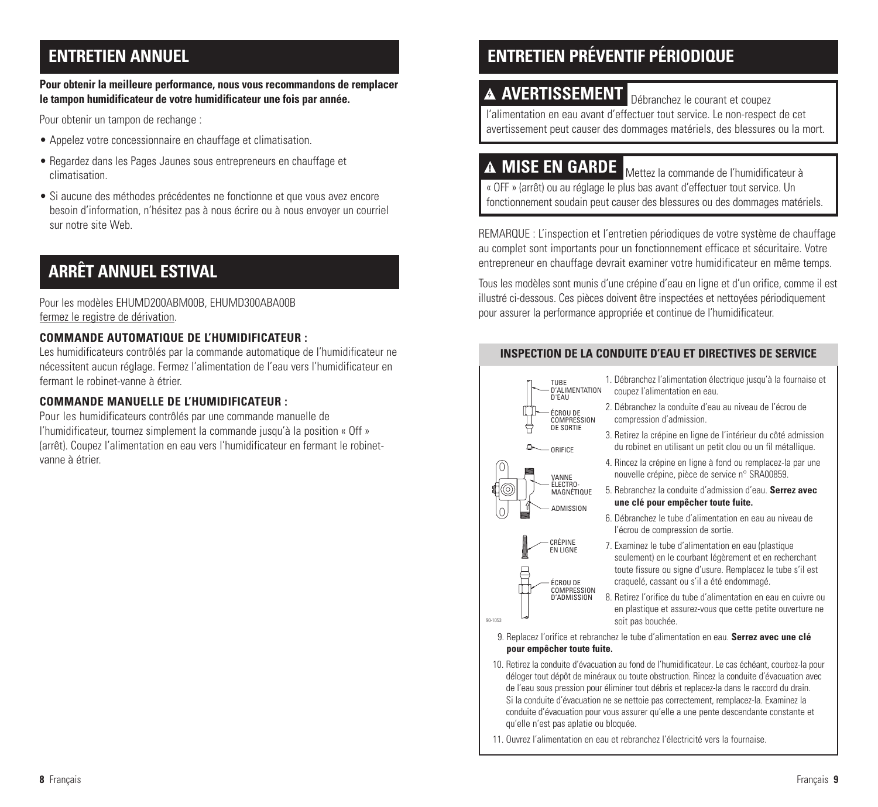## ENTRETIEN ANNUEL

**Pour obtenir la meilleure performance, nous vous recommandons de remplacer le tampon humidificateur de votre humidificateur une fois par année.**

Pour obtenir un tampon de rechange :

- Appelez votre concessionnaire en chauffage et climatisation.
- Regardez dans les Pages Jaunes sous entrepreneurs en chauffage et climatisation.
- Si aucune des méthodes précédentes ne fonctionne et que vous avez encore besoin d'information, n'hésitez pas à nous écrire ou à nous envoyer un courriel sur notre site Web.

## ARRÊT ANNUEL ESTIVAL

Pour les modèles EHUMD200ABM00B, EHUMD300ABA00B fermez le registre de dérivation.

### COMMANDE AUTOMATIQUE DE L'HUMIDIFICATEUR :

Les humidificateurs contrôlés par la commande automatique de l'humidificateur ne nécessitent aucun réglage. Fermez l'alimentation de l'eau vers l'humidificateur en fermant le robinet-vanne à étrier.

### COMMANDE MANUELLE DE L'HUMIDIFICATEUR :

Pour les humidificateurs contrôlés par une commande manuelle de l'humidificateur, tournez simplement la commande jusqu'à la position « Off » (arrêt). Coupez l'alimentation en eau vers l'humidificateur en fermant le robinet-vanne à étrier.

## ENTRETIEN PRÉVENTIF PÉRIODIQUE

**⚠ AVERTISSEMENT** Débranchez le courant et coupez l'alimentation en eau avant d'effectuer tout service. Le non-respect de cet avertissement peut causer des dommages matériels, des blessures ou la mort.

**⚠ MISE EN GARDE** Mettez la commande de l'humidificateur à « OFF » (arrêt) ou au réglage le plus bas avant d'effectuer tout service. Un fonctionnement soudain peut causer des blessures ou des dommages matériels.

REMARQUE : L'inspection et l'entretien périodiques de votre système de chauffage au complet sont importants pour un fonctionnement efficace et sécuritaire. Votre entrepreneur en chauffage devrait examiner votre humidificateur en même temps.

Tous les modèles sont munis d'une crépine d'eau en ligne et d'un orifice, comme il est illustré ci-dessous. Ces pièces doivent être inspectées et nettoyées périodiquement pour assurer la performance appropriée et continue de l'humidificateur.

### INSPECTION DE LA CONDUITE D'EAU ET DIRECTIVES DE SERVICE

TUBE D'ALIMENTATION D'EAU
ÉCROU DE COMPRESSION DE SORTIE
ORIFICE
VANNE ÉLECTRO-MAGNÉTIQUE
ADMISSION
CRÉPINE EN LIGNE
ÉCROU DE COMPRESSION D'ADMISSION
90-1053

1. Débranchez l'alimentation électrique jusqu'à la fournaise et coupez l'alimentation en eau.
2. Débranchez la conduite d'eau au niveau de l'écrou de compression d'admission.
3. Retirez la crépine en ligne de l'intérieur du côté admission du robinet en utilisant un petit clou ou un fil métallique.
4. Rincez la crépine en ligne à fond ou remplacez-la par une nouvelle crépine, pièce de service n° SRA00859.
5. Rebranchez la conduite d'admission d'eau. **Serrez avec une clé pour empêcher toute fuite.**
6. Débranchez le tube d'alimentation en eau au niveau de l'écrou de compression de sortie.
7. Examinez le tube d'alimentation en eau (plastique seulement) en le courbant légèrement et en recherchant toute fissure ou signe d'usure. Remplacez le tube s'il est craquelé, cassant ou s'il a été endommagé.
8. Retirez l'orifice du tube d'alimentation en eau en cuivre ou en plastique et assurez-vous que cette petite ouverture ne soit pas bouchée.
9. Replacez l'orifice et rebranchez le tube d'alimentation en eau. **Serrez avec une clé pour empêcher toute fuite.**
10. Retirez la conduite d'évacuation au fond de l'humidificateur. Le cas échéant, courbez-la pour déloger tout dépôt de minéraux ou toute obstruction. Rincez la conduite d'évacuation avec de l'eau sous pression pour éliminer tout débris et replacez-la dans le raccord du drain. Si la conduite d'évacuation ne se nettoie pas correctement, remplacez-la. Examinez la conduite d'évacuation pour vous assurer qu'elle a une pente descendante constante et qu'elle n'est pas aplatie ou bloquée.
11. Ouvrez l'alimentation en eau et rebranchez l'électricité vers la fournaise.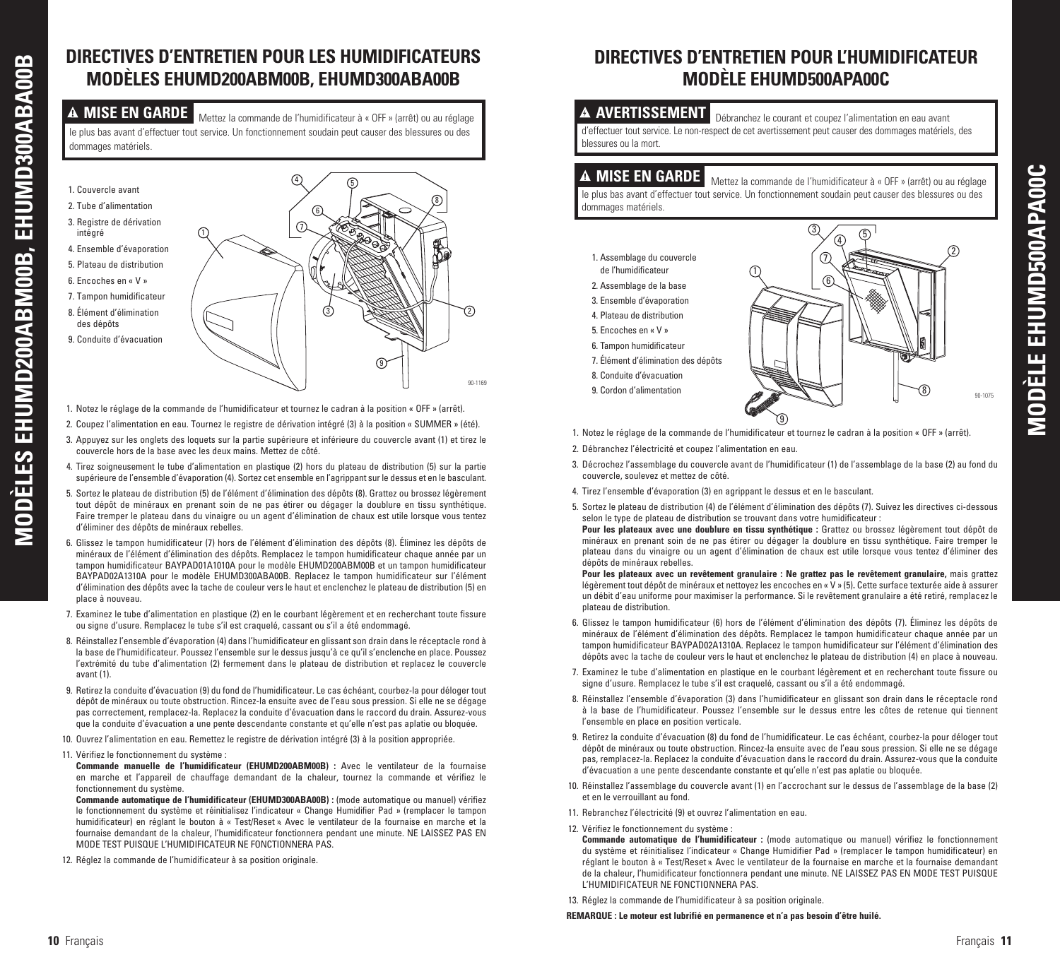# DIRECTIVES D'ENTRETIEN POUR LES HUMIDIFICATEURS MODÈLES EHUMD200ABM00B, EHUMD300ABA00B

**⚠ MISE EN GARDE** Mettez la commande de l'humidificateur à « OFF » (arrêt) ou au réglage le plus bas avant d'effectuer tout service. Un fonctionnement soudain peut causer des blessures ou des dommages matériels.

1. Couvercle avant
2. Tube d'alimentation
3. Registre de dérivation intégré
4. Ensemble d'évaporation
5. Plateau de distribution
6. Encoches en « V »
7. Tampon humidificateur
8. Élément d'élimination des dépôts
9. Conduite d'évacuation

90-1169

1. Notez le réglage de la commande de l'humidificateur et tournez le cadran à la position « OFF » (arrêt).
2. Coupez l'alimentation en eau. Tournez le registre de dérivation intégré (3) à la position « SUMMER » (été).
3. Appuyez sur les onglets des loquets sur la partie supérieure et inférieure du couvercle avant (1) et tirez le couvercle hors de la base avec les deux mains. Mettez de côté.
4. Tirez soigneusement le tube d'alimentation en plastique (2) hors du plateau de distribution (5) sur la partie supérieure de l'ensemble d'évaporation (4). Sortez cet ensemble en l'agrippant sur le dessus et en le basculant.
5. Sortez le plateau de distribution (5) de l'élément d'élimination des dépôts (8). Grattez ou brossez légèrement tout dépôt de minéraux en prenant soin de ne pas étirer ou dégager la doublure en tissu synthétique. Faire tremper le plateau dans du vinaigre ou un agent d'élimination de chaux est utile lorsque vous tentez d'éliminer des dépôts de minéraux rebelles.
6. Glissez le tampon humidificateur (7) hors de l'élément d'élimination des dépôts (8). Éliminez les dépôts de minéraux de l'élément d'élimination des dépôts. Remplacez le tampon humidificateur chaque année par un tampon humidificateur BAYPAD01A1010A pour le modèle EHUMD200ABM00B et un tampon humidificateur BAYPAD02A1310A pour le modèle EHUMD300ABA00B. Replacez le tampon humidificateur sur l'élément d'élimination des dépôts avec la tache de couleur vers le haut et enclenchez le plateau de distribution (5) en place à nouveau.
7. Examinez le tube d'alimentation en plastique (2) en le courbant légèrement et en recherchant toute fissure ou signe d'usure. Remplacez le tube s'il est craquelé, cassant ou s'il a été endommagé.
8. Réinstallez l'ensemble d'évaporation (4) dans l'humidificateur en glissant son drain dans le réceptacle rond à la base de l'humidificateur. Poussez l'ensemble sur le dessus jusqu'à ce qu'il s'enclenche en place. Poussez l'extrémité du tube d'alimentation (2) fermement dans le plateau de distribution et replacez le couvercle avant (1).
9. Retirez la conduite d'évacuation (9) du fond de l'humidificateur. Le cas échéant, courbez-la pour déloger tout dépôt de minéraux ou toute obstruction. Rincez-la ensuite avec de l'eau sous pression. Si elle ne se dégage pas correctement, remplacez-la. Replacez la conduite d'évacuation dans le raccord du drain. Assurez-vous que la conduite d'évacuation a une pente descendante constante et qu'elle n'est pas aplatie ou bloquée.
10. Ouvrez l'alimentation en eau. Remettez le registre de dérivation intégré (3) à la position appropriée.
11. Vérifiez le fonctionnement du système :
    **Commande manuelle de l'humidificateur (EHUMD200ABM00B) :** Avec le ventilateur de la fournaise en marche et l'appareil de chauffage demandant de la chaleur, tournez la commande et vérifiez le fonctionnement du système.
    **Commande automatique de l'humidificateur (EHUMD300ABA00B) :** (mode automatique ou manuel) vérifiez le fonctionnement du système et réinitialisez l'indicateur « Change Humidifier Pad » (remplacer le tampon humidificateur) en réglant le bouton à « Test/Reset ». Avec le ventilateur de la fournaise en marche et la fournaise demandant de la chaleur, l'humidificateur fonctionnera pendant une minute. NE LAISSEZ PAS EN MODE TEST PUISQUE L'HUMIDIFICATEUR NE FONCTIONNERA PAS.
12. Réglez la commande de l'humidificateur à sa position originale.

# DIRECTIVES D'ENTRETIEN POUR L'HUMIDIFICATEUR MODÈLE EHUMD500APA00C

**⚠ AVERTISSEMENT** Débranchez le courant et coupez l'alimentation en eau avant d'effectuer tout service. Le non-respect de cet avertissement peut causer des dommages matériels, des blessures ou la mort.

**⚠ MISE EN GARDE** Mettez la commande de l'humidificateur à « OFF » (arrêt) ou au réglage le plus bas avant d'effectuer tout service. Un fonctionnement soudain peut causer des blessures ou des dommages matériels.

1. Assemblage du couvercle de l'humidificateur
2. Assemblage de la base
3. Ensemble d'évaporation
4. Plateau de distribution
5. Encoches en « V »
6. Tampon humidificateur
7. Élément d'élimination des dépôts
8. Conduite d'évacuation
9. Cordon d'alimentation

90-1075

1. Notez le réglage de la commande de l'humidificateur et tournez le cadran à la position « OFF » (arrêt).
2. Débranchez l'électricité et coupez l'alimentation en eau.
3. Décrochez l'assemblage du couvercle avant de l'humidificateur (1) de l'assemblage de la base (2) au fond du couvercle, soulevez et mettez de côté.
4. Tirez l'ensemble d'évaporation (3) en agrippant le dessus et en le basculant.
5. Sortez le plateau de distribution (4) de l'élément d'élimination des dépôts (7). Suivez les directives ci-dessous selon le type de plateau de distribution se trouvant dans votre humidificateur :
   **Pour les plateaux avec une doublure en tissu synthétique :** Grattez ou brossez légèrement tout dépôt de minéraux en prenant soin de ne pas étirer ou dégager la doublure en tissu synthétique. Faire tremper le plateau dans du vinaigre ou un agent d'élimination de chaux est utile lorsque vous tentez d'éliminer des dépôts de minéraux rebelles.
   **Pour les plateaux avec un revêtement granulaire : Ne grattez pas le revêtement granulaire,** mais grattez légèrement tout dépôt de minéraux et nettoyez les encoches en « V » (5). Cette surface texturée aide à assurer un débit d'eau uniforme pour maximiser la performance. Si le revêtement granulaire a été retiré, remplacez le plateau de distribution.
6. Glissez le tampon humidificateur (6) hors de l'élément d'élimination des dépôts (7). Éliminez les dépôts de minéraux de l'élément d'élimination des dépôts. Remplacez le tampon humidificateur chaque année par un tampon humidificateur BAYPAD02A1310A. Replacez le tampon humidificateur sur l'élément d'élimination des dépôts avec la tache de couleur vers le haut et enclenchez le plateau de distribution (4) en place à nouveau.
7. Examinez le tube d'alimentation en plastique en le courbant légèrement et en recherchant toute fissure ou signe d'usure. Remplacez le tube s'il est craquelé, cassant ou s'il a été endommagé.
8. Réinstallez l'ensemble d'évaporation (3) dans l'humidificateur en glissant son drain dans le réceptacle rond à la base de l'humidificateur. Poussez l'ensemble sur le dessus entre les côtes de retenue qui tiennent l'ensemble en place en position verticale.
9. Retirez la conduite d'évacuation (8) du fond de l'humidificateur. Le cas échéant, courbez-la pour déloger tout dépôt de minéraux ou toute obstruction. Rincez-la ensuite avec de l'eau sous pression. Si elle ne se dégage pas, remplacez-la. Replacez la conduite d'évacuation dans le raccord du drain. Assurez-vous que la conduite d'évacuation a une pente descendante constante et qu'elle n'est pas aplatie ou bloquée.
10. Réinstallez l'assemblage du couvercle avant (1) en l'accrochant sur le dessus de l'assemblage de la base (2) et en le verrouillant au fond.
11. Rebranchez l'électricité (9) et ouvrez l'alimentation en eau.
12. Vérifiez le fonctionnement du système :
    **Commande automatique de l'humidificateur :** (mode automatique ou manuel) vérifiez le fonctionnement du système et réinitialisez l'indicateur « Change Humidifier Pad » (remplacer le tampon humidificateur) en réglant le bouton à « Test/Reset ». Avec le ventilateur de la fournaise en marche et la fournaise demandant de la chaleur, l'humidificateur fonctionnera pendant une minute. NE LAISSEZ PAS EN MODE TEST PUISQUE L'HUMIDIFICATEUR NE FONCTIONNERA PAS.
13. Réglez la commande de l'humidificateur à sa position originale.

**REMARQUE : Le moteur est lubrifié en permanence et n'a pas besoin d'être huilé.**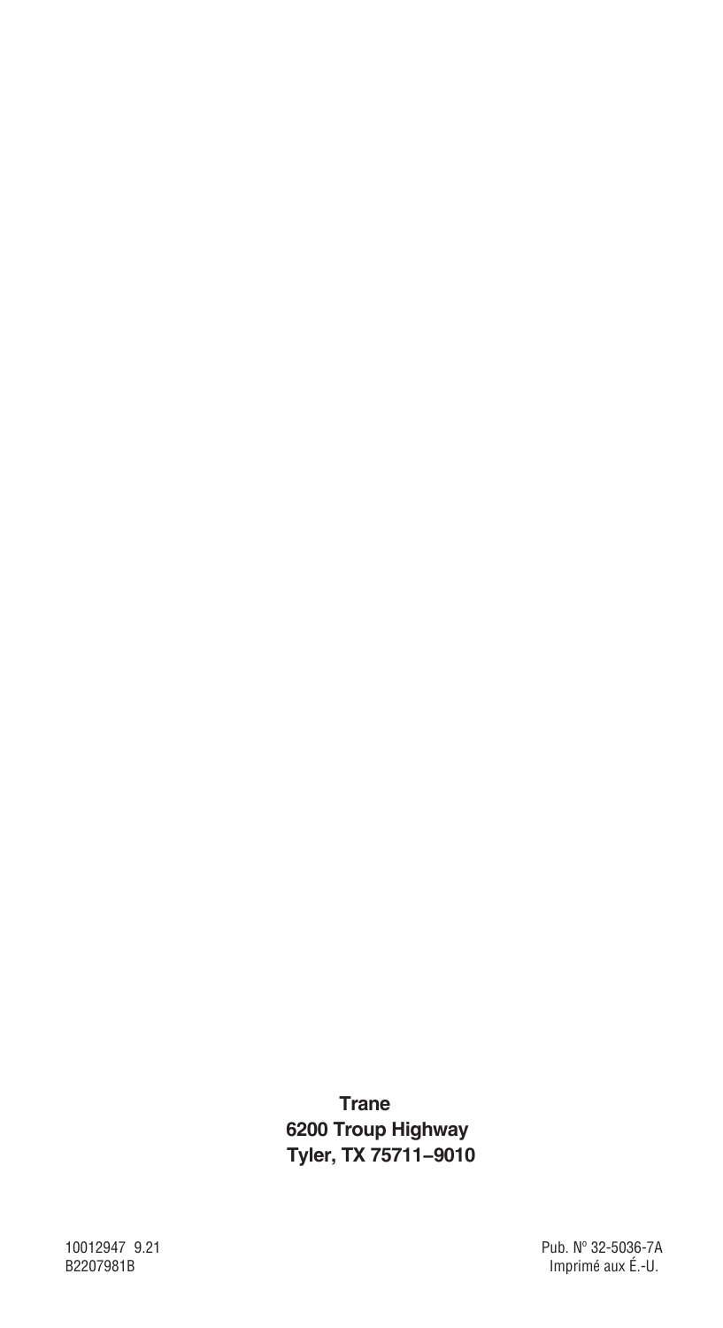**Trane**
**6200 Troup Highway**
**Tyler, TX 75711–9010**

10012947 9.21
B2207981B

Pub. Nº 32-5036-7A
Imprimé aux É.-U.